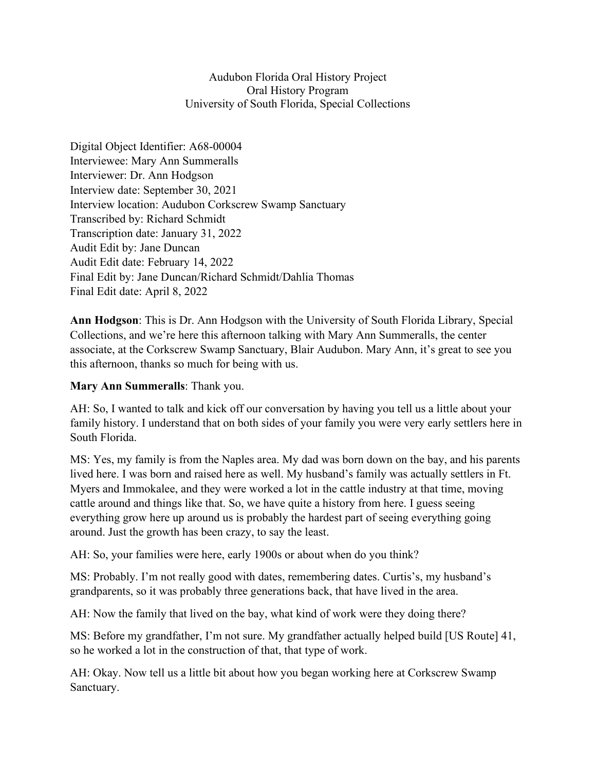Audubon Florida Oral History Project
Oral History Program
University of South Florida, Special Collections

Digital Object Identifier: A68-00004
Interviewee: Mary Ann Summeralls
Interviewer: Dr. Ann Hodgson
Interview date: September 30, 2021
Interview location: Audubon Corkscrew Swamp Sanctuary
Transcribed by: Richard Schmidt
Transcription date: January 31, 2022
Audit Edit by: Jane Duncan
Audit Edit date: February 14, 2022
Final Edit by: Jane Duncan/Richard Schmidt/Dahlia Thomas
Final Edit date: April 8, 2022

**Ann Hodgson**: This is Dr. Ann Hodgson with the University of South Florida Library, Special Collections, and we're here this afternoon talking with Mary Ann Summeralls, the center associate, at the Corkscrew Swamp Sanctuary, Blair Audubon. Mary Ann, it's great to see you this afternoon, thanks so much for being with us.

**Mary Ann Summeralls**: Thank you.

AH: So, I wanted to talk and kick off our conversation by having you tell us a little about your family history. I understand that on both sides of your family you were very early settlers here in South Florida.

MS: Yes, my family is from the Naples area. My dad was born down on the bay, and his parents lived here. I was born and raised here as well. My husband's family was actually settlers in Ft. Myers and Immokalee, and they were worked a lot in the cattle industry at that time, moving cattle around and things like that. So, we have quite a history from here. I guess seeing everything grow here up around us is probably the hardest part of seeing everything going around. Just the growth has been crazy, to say the least.

AH: So, your families were here, early 1900s or about when do you think?

MS: Probably. I'm not really good with dates, remembering dates. Curtis's, my husband's grandparents, so it was probably three generations back, that have lived in the area.

AH: Now the family that lived on the bay, what kind of work were they doing there?

MS: Before my grandfather, I'm not sure. My grandfather actually helped build [US Route] 41, so he worked a lot in the construction of that, that type of work.

AH: Okay. Now tell us a little bit about how you began working here at Corkscrew Swamp Sanctuary.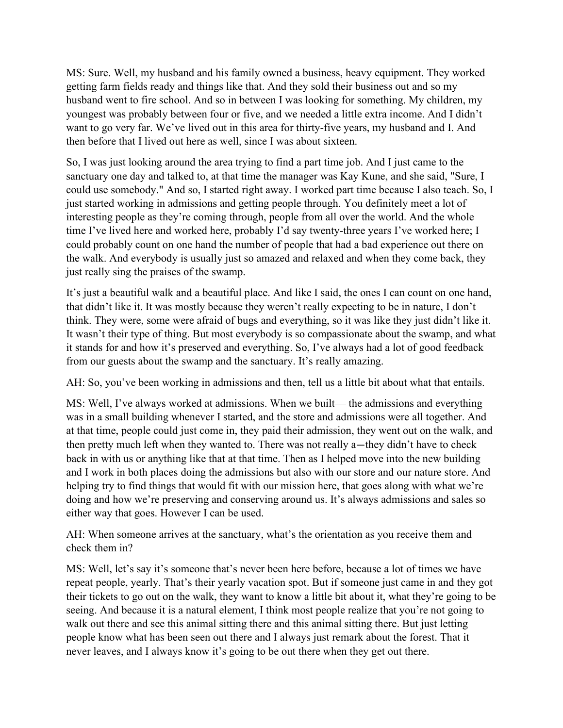MS: Sure. Well, my husband and his family owned a business, heavy equipment. They worked getting farm fields ready and things like that. And they sold their business out and so my husband went to fire school. And so in between I was looking for something. My children, my youngest was probably between four or five, and we needed a little extra income. And I didn't want to go very far. We've lived out in this area for thirty-five years, my husband and I. And then before that I lived out here as well, since I was about sixteen.

So, I was just looking around the area trying to find a part time job. And I just came to the sanctuary one day and talked to, at that time the manager was Kay Kune, and she said, "Sure, I could use somebody." And so, I started right away. I worked part time because I also teach. So, I just started working in admissions and getting people through. You definitely meet a lot of interesting people as they're coming through, people from all over the world. And the whole time I've lived here and worked here, probably I'd say twenty-three years I've worked here; I could probably count on one hand the number of people that had a bad experience out there on the walk. And everybody is usually just so amazed and relaxed and when they come back, they just really sing the praises of the swamp.

It's just a beautiful walk and a beautiful place. And like I said, the ones I can count on one hand, that didn't like it. It was mostly because they weren't really expecting to be in nature, I don't think. They were, some were afraid of bugs and everything, so it was like they just didn't like it. It wasn't their type of thing. But most everybody is so compassionate about the swamp, and what it stands for and how it's preserved and everything. So, I've always had a lot of good feedback from our guests about the swamp and the sanctuary. It's really amazing.

AH: So, you've been working in admissions and then, tell us a little bit about what that entails.

MS: Well, I've always worked at admissions. When we built— the admissions and everything was in a small building whenever I started, and the store and admissions were all together. And at that time, people could just come in, they paid their admission, they went out on the walk, and then pretty much left when they wanted to. There was not really a—they didn't have to check back in with us or anything like that at that time. Then as I helped move into the new building and I work in both places doing the admissions but also with our store and our nature store. And helping try to find things that would fit with our mission here, that goes along with what we're doing and how we're preserving and conserving around us. It's always admissions and sales so either way that goes. However I can be used.

AH: When someone arrives at the sanctuary, what's the orientation as you receive them and check them in?

MS: Well, let's say it's someone that's never been here before, because a lot of times we have repeat people, yearly. That's their yearly vacation spot. But if someone just came in and they got their tickets to go out on the walk, they want to know a little bit about it, what they're going to be seeing. And because it is a natural element, I think most people realize that you're not going to walk out there and see this animal sitting there and this animal sitting there. But just letting people know what has been seen out there and I always just remark about the forest. That it never leaves, and I always know it's going to be out there when they get out there.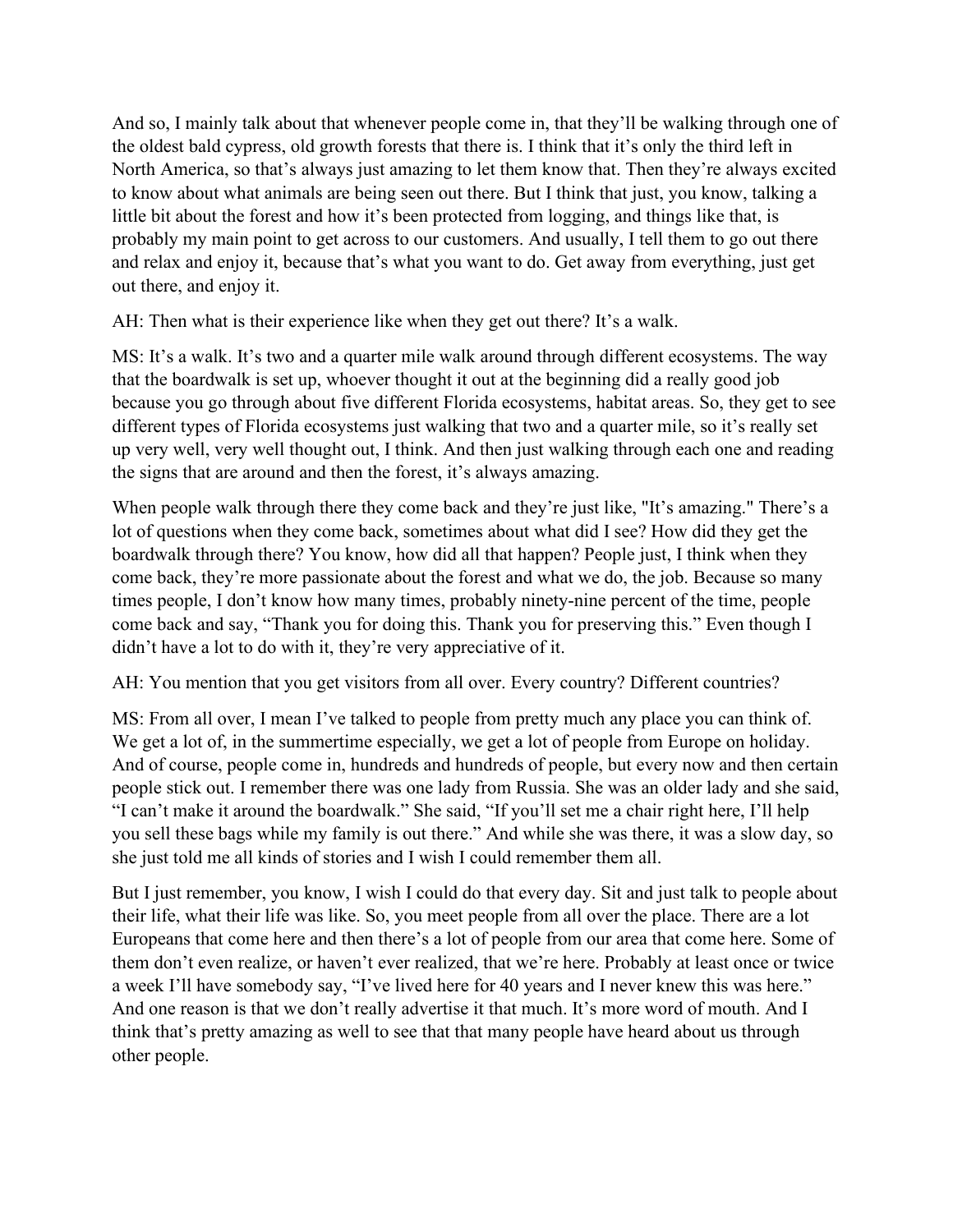And so, I mainly talk about that whenever people come in, that they'll be walking through one of the oldest bald cypress, old growth forests that there is. I think that it's only the third left in North America, so that's always just amazing to let them know that. Then they're always excited to know about what animals are being seen out there. But I think that just, you know, talking a little bit about the forest and how it's been protected from logging, and things like that, is probably my main point to get across to our customers. And usually, I tell them to go out there and relax and enjoy it, because that's what you want to do. Get away from everything, just get out there, and enjoy it.

AH: Then what is their experience like when they get out there? It's a walk.

MS: It's a walk. It's two and a quarter mile walk around through different ecosystems. The way that the boardwalk is set up, whoever thought it out at the beginning did a really good job because you go through about five different Florida ecosystems, habitat areas. So, they get to see different types of Florida ecosystems just walking that two and a quarter mile, so it's really set up very well, very well thought out, I think. And then just walking through each one and reading the signs that are around and then the forest, it's always amazing.

When people walk through there they come back and they're just like, "It's amazing." There's a lot of questions when they come back, sometimes about what did I see? How did they get the boardwalk through there? You know, how did all that happen? People just, I think when they come back, they're more passionate about the forest and what we do, the job. Because so many times people, I don't know how many times, probably ninety-nine percent of the time, people come back and say, "Thank you for doing this. Thank you for preserving this." Even though I didn't have a lot to do with it, they're very appreciative of it.

AH: You mention that you get visitors from all over. Every country? Different countries?

MS: From all over, I mean I've talked to people from pretty much any place you can think of. We get a lot of, in the summertime especially, we get a lot of people from Europe on holiday. And of course, people come in, hundreds and hundreds of people, but every now and then certain people stick out. I remember there was one lady from Russia. She was an older lady and she said, "I can't make it around the boardwalk." She said, "If you'll set me a chair right here, I'll help you sell these bags while my family is out there." And while she was there, it was a slow day, so she just told me all kinds of stories and I wish I could remember them all.

But I just remember, you know, I wish I could do that every day. Sit and just talk to people about their life, what their life was like. So, you meet people from all over the place. There are a lot Europeans that come here and then there's a lot of people from our area that come here. Some of them don't even realize, or haven't ever realized, that we're here. Probably at least once or twice a week I'll have somebody say, "I've lived here for 40 years and I never knew this was here." And one reason is that we don't really advertise it that much. It's more word of mouth. And I think that's pretty amazing as well to see that that many people have heard about us through other people.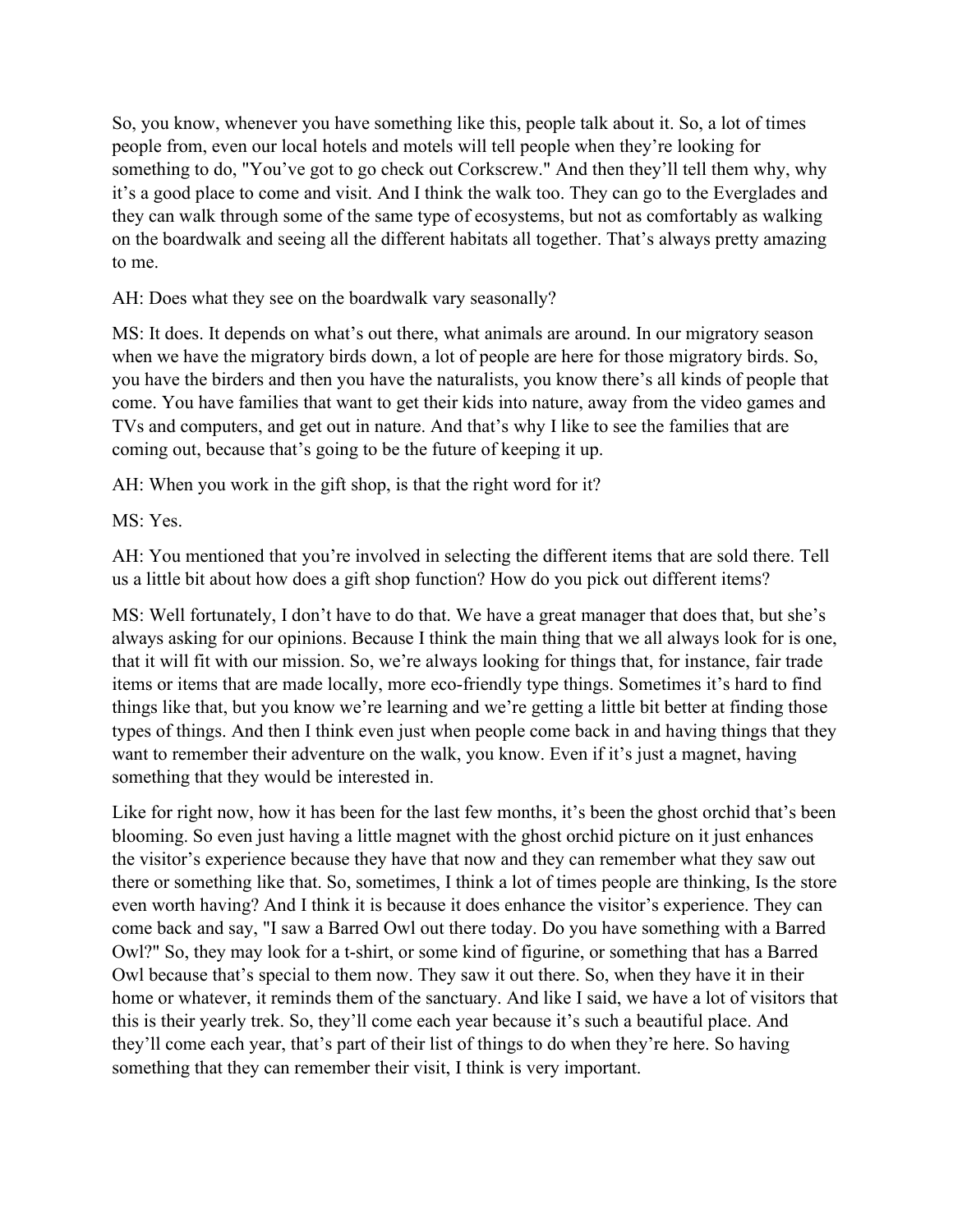So, you know, whenever you have something like this, people talk about it. So, a lot of times people from, even our local hotels and motels will tell people when they're looking for something to do, "You've got to go check out Corkscrew." And then they'll tell them why, why it's a good place to come and visit. And I think the walk too. They can go to the Everglades and they can walk through some of the same type of ecosystems, but not as comfortably as walking on the boardwalk and seeing all the different habitats all together. That's always pretty amazing to me.

AH: Does what they see on the boardwalk vary seasonally?

MS: It does. It depends on what's out there, what animals are around. In our migratory season when we have the migratory birds down, a lot of people are here for those migratory birds. So, you have the birders and then you have the naturalists, you know there's all kinds of people that come. You have families that want to get their kids into nature, away from the video games and TVs and computers, and get out in nature. And that's why I like to see the families that are coming out, because that's going to be the future of keeping it up.

AH: When you work in the gift shop, is that the right word for it?

MS: Yes.

AH: You mentioned that you're involved in selecting the different items that are sold there. Tell us a little bit about how does a gift shop function? How do you pick out different items?

MS: Well fortunately, I don't have to do that. We have a great manager that does that, but she's always asking for our opinions. Because I think the main thing that we all always look for is one, that it will fit with our mission. So, we're always looking for things that, for instance, fair trade items or items that are made locally, more eco-friendly type things. Sometimes it's hard to find things like that, but you know we're learning and we're getting a little bit better at finding those types of things. And then I think even just when people come back in and having things that they want to remember their adventure on the walk, you know. Even if it's just a magnet, having something that they would be interested in.

Like for right now, how it has been for the last few months, it's been the ghost orchid that's been blooming. So even just having a little magnet with the ghost orchid picture on it just enhances the visitor's experience because they have that now and they can remember what they saw out there or something like that. So, sometimes, I think a lot of times people are thinking, Is the store even worth having? And I think it is because it does enhance the visitor's experience. They can come back and say, "I saw a Barred Owl out there today. Do you have something with a Barred Owl?" So, they may look for a t-shirt, or some kind of figurine, or something that has a Barred Owl because that's special to them now. They saw it out there. So, when they have it in their home or whatever, it reminds them of the sanctuary. And like I said, we have a lot of visitors that this is their yearly trek. So, they'll come each year because it's such a beautiful place. And they'll come each year, that's part of their list of things to do when they're here. So having something that they can remember their visit, I think is very important.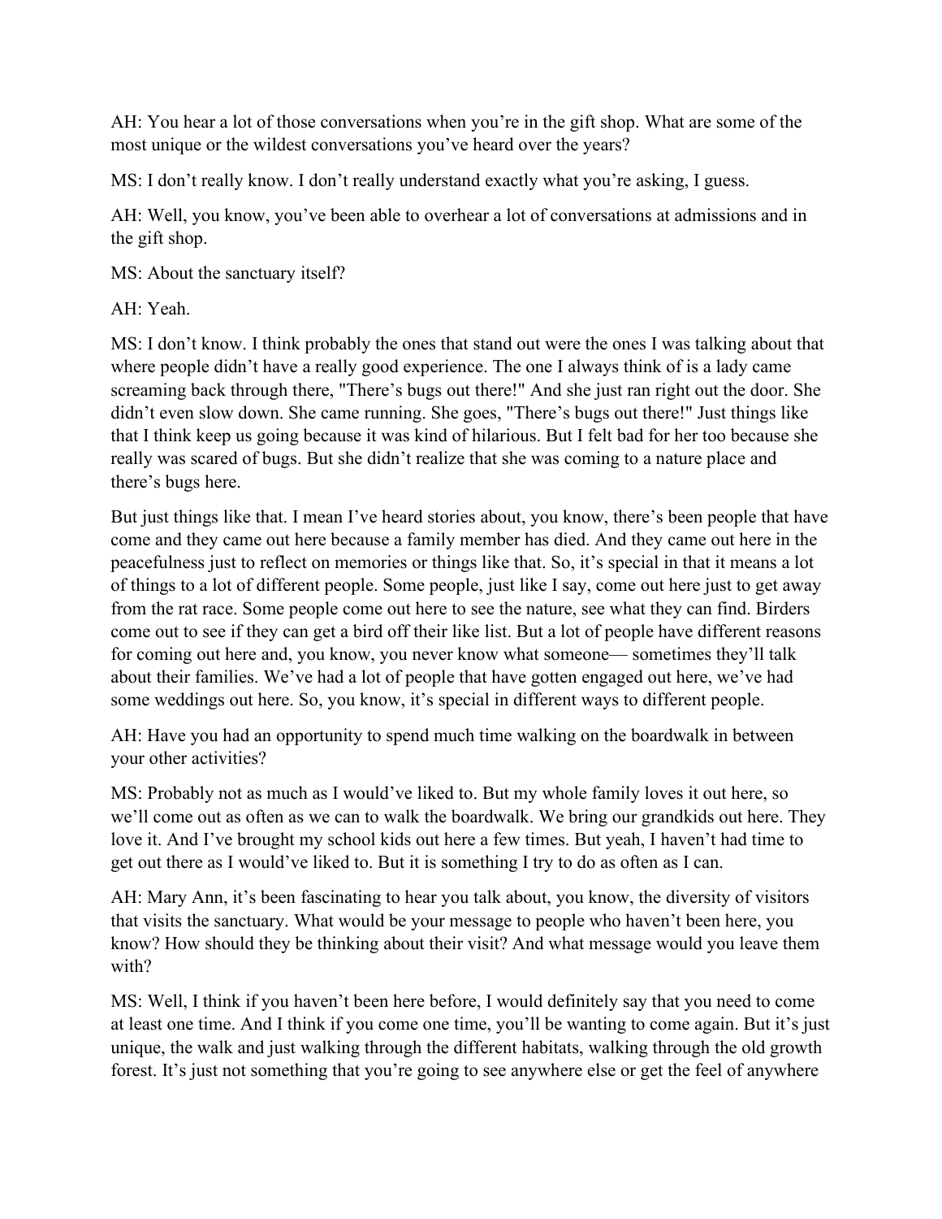AH: You hear a lot of those conversations when you're in the gift shop. What are some of the most unique or the wildest conversations you've heard over the years?

MS: I don't really know. I don't really understand exactly what you're asking, I guess.

AH: Well, you know, you've been able to overhear a lot of conversations at admissions and in the gift shop.

MS: About the sanctuary itself?

AH: Yeah.

MS: I don't know. I think probably the ones that stand out were the ones I was talking about that where people didn't have a really good experience. The one I always think of is a lady came screaming back through there, "There's bugs out there!" And she just ran right out the door. She didn't even slow down. She came running. She goes, "There's bugs out there!" Just things like that I think keep us going because it was kind of hilarious. But I felt bad for her too because she really was scared of bugs. But she didn't realize that she was coming to a nature place and there's bugs here.

But just things like that. I mean I've heard stories about, you know, there's been people that have come and they came out here because a family member has died. And they came out here in the peacefulness just to reflect on memories or things like that. So, it's special in that it means a lot of things to a lot of different people. Some people, just like I say, come out here just to get away from the rat race. Some people come out here to see the nature, see what they can find. Birders come out to see if they can get a bird off their like list. But a lot of people have different reasons for coming out here and, you know, you never know what someone— sometimes they'll talk about their families. We've had a lot of people that have gotten engaged out here, we've had some weddings out here. So, you know, it's special in different ways to different people.

AH: Have you had an opportunity to spend much time walking on the boardwalk in between your other activities?

MS: Probably not as much as I would've liked to. But my whole family loves it out here, so we'll come out as often as we can to walk the boardwalk. We bring our grandkids out here. They love it. And I've brought my school kids out here a few times. But yeah, I haven't had time to get out there as I would've liked to. But it is something I try to do as often as I can.

AH: Mary Ann, it's been fascinating to hear you talk about, you know, the diversity of visitors that visits the sanctuary. What would be your message to people who haven't been here, you know? How should they be thinking about their visit? And what message would you leave them with?

MS: Well, I think if you haven't been here before, I would definitely say that you need to come at least one time. And I think if you come one time, you'll be wanting to come again. But it's just unique, the walk and just walking through the different habitats, walking through the old growth forest. It's just not something that you're going to see anywhere else or get the feel of anywhere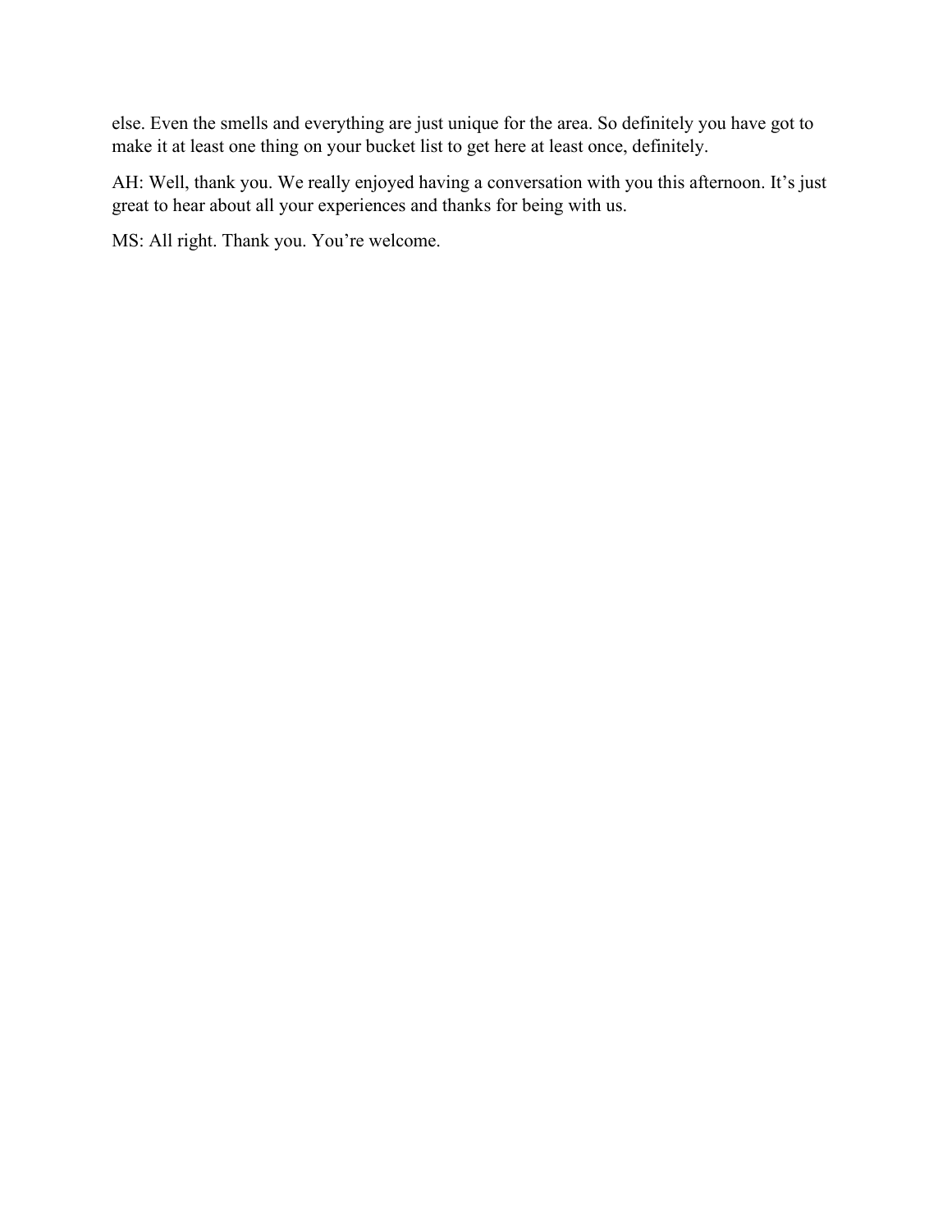else. Even the smells and everything are just unique for the area. So definitely you have got to make it at least one thing on your bucket list to get here at least once, definitely.

AH: Well, thank you. We really enjoyed having a conversation with you this afternoon. It's just great to hear about all your experiences and thanks for being with us.

MS: All right. Thank you. You're welcome.